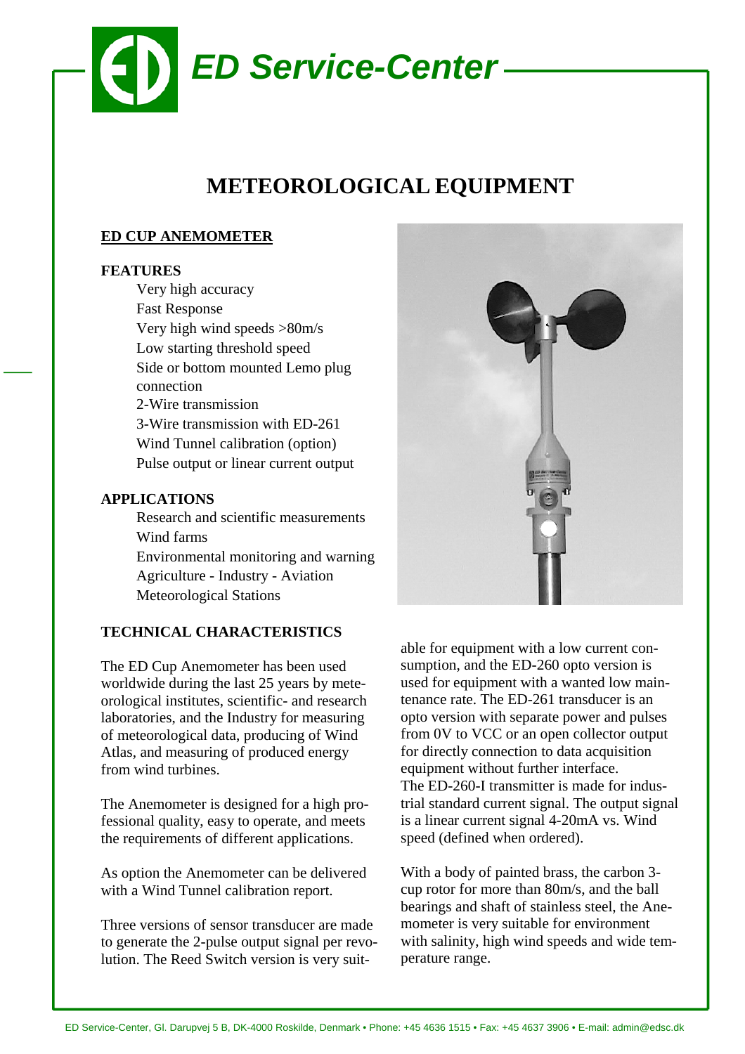# ED Service-Center

## METEOROLOGICAL EQUIPMENT

### ED CUP ANEMOMETER

**FEATURES**

- Very high accuracy
- Fast Response
- Very high wind speeds >80m/s
- Low starting threshold speed
- Side or bottom mounted Lemo plug connection
- 2-Wire transmission
- 3-Wire transmission with ED-261
- Wind Tunnel calibration (option)
- Pulse output or linear current output

**APPLICATIONS**

- Research and scientific measurements
- Wind farms
- Environmental monitoring and warning
- Agriculture - Industry - Aviation
- Meteorological Stations

**TECHNICAL CHARACTERISTICS**

The ED Cup Anemometer has been used worldwide during the last 25 years by meteorological institutes, scientific- and research laboratories, and the Industry for measuring of meteorological data, producing of Wind Atlas, and measuring of produced energy from wind turbines.

The Anemometer is designed for a high professional quality, easy to operate, and meets the requirements of different applications.

As option the Anemometer can be delivered with a Wind Tunnel calibration report.

Three versions of sensor transducer are made to generate the 2-pulse output signal per revolution. The Reed Switch version is very suitable for equipment with a low current consumption, and the ED-260 opto version is used for equipment with a wanted low maintenance rate. The ED-261 transducer is an opto version with separate power and pulses from 0V to VCC or an open collector output for directly connection to data acquisition equipment without further interface.
The ED-260-I transmitter is made for industrial standard current signal. The output signal is a linear current signal 4-20mA vs. Wind speed (defined when ordered).

With a body of painted brass, the carbon 3-cup rotor for more than 80m/s, and the ball bearings and shaft of stainless steel, the Anemometer is very suitable for environment with salinity, high wind speeds and wide temperature range.

ED Service-Center, Gl. Darupvej 5 B, DK-4000 Roskilde, Denmark • Phone: +45 4636 1515 • Fax: +45 4637 3906 • E-mail: admin@edsc.dk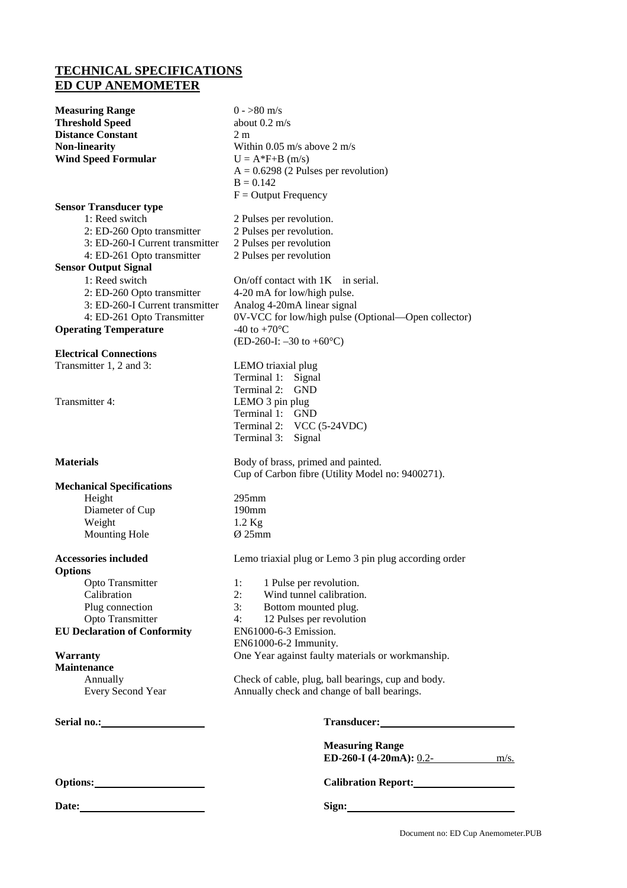## TECHNICAL SPECIFICATIONS
## ED CUP ANEMOMETER

| | |
|---|---|
| **Measuring Range** | 0 - >80 m/s |
| **Threshold Speed** | about 0.2 m/s |
| **Distance Constant** | 2 m |
| **Non-linearity** | Within 0.05 m/s above 2 m/s |
| **Wind Speed Formular** | U = A*F+B (m/s)<br>A = 0.6298 (2 Pulses per revolution)<br>B = 0.142<br>F = Output Frequency |
| **Sensor Transducer type** | |
| 1: Reed switch | 2 Pulses per revolution. |
| 2: ED-260 Opto transmitter | 2 Pulses per revolution. |
| 3: ED-260-I Current transmitter | 2 Pulses per revolution |
| 4: ED-261 Opto transmitter | 2 Pulses per revolution |
| **Sensor Output Signal** | |
| 1: Reed switch | On/off contact with 1K in serial. |
| 2: ED-260 Opto transmitter | 4-20 mA for low/high pulse. |
| 3: ED-260-I Current transmitter | Analog 4-20mA linear signal |
| 4: ED-261 Opto Transmitter | 0V-VCC for low/high pulse (Optional—Open collector) |
| **Operating Temperature** | -40 to +70°C<br>(ED-260-I: –30 to +60°C) |
| **Electrical Connections** | |
| Transmitter 1, 2 and 3: | LEMO triaxial plug<br>Terminal 1: Signal<br>Terminal 2: GND |
| Transmitter 4: | LEMO 3 pin plug<br>Terminal 1: GND<br>Terminal 2: VCC (5-24VDC)<br>Terminal 3: Signal |
| **Materials** | Body of brass, primed and painted.<br>Cup of Carbon fibre (Utility Model no: 9400271). |
| **Mechanical Specifications** | |
| Height | 295mm |
| Diameter of Cup | 190mm |
| Weight | 1.2 Kg |
| Mounting Hole | Ø 25mm |
| **Accessories included** | Lemo triaxial plug or Lemo 3 pin plug according order |
| **Options** | |
| Opto Transmitter | 1: 1 Pulse per revolution. |
| Calibration | 2: Wind tunnel calibration. |
| Plug connection | 3: Bottom mounted plug. |
| Opto Transmitter | 4: 12 Pulses per revolution |
| **EU Declaration of Conformity** | EN61000-6-3 Emission.<br>EN61000-6-2 Immunity. |
| **Warranty** | One Year against faulty materials or workmanship. |
| **Maintenance** | |
| Annually | Check of cable, plug, ball bearings, cup and body. |
| Every Second Year | Annually check and change of ball bearings. |

**Serial no.:** ____________________

**Transducer:** ____________________

**Measuring Range**
**ED-260-I (4-20mA):** 0.2- __________ m/s.

**Options:** ____________________

**Calibration Report:** ____________________

**Date:** ____________________

**Sign:** ____________________

Document no: ED Cup Anemometer.PUB